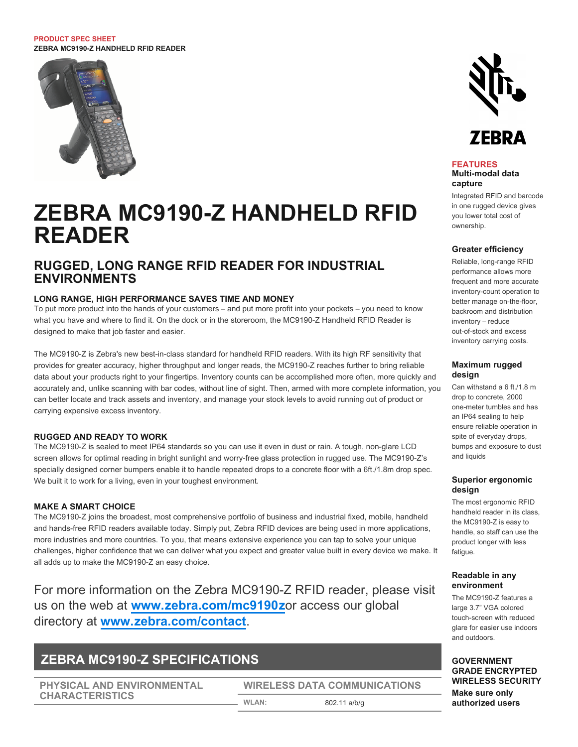PRODUCT SPEC SHEET
**ZEBRA MC9190-Z HANDHELD RFID READER**

# ZEBRA MC9190-Z HANDHELD RFID READER

## RUGGED, LONG RANGE RFID READER FOR INDUSTRIAL ENVIRONMENTS

### LONG RANGE, HIGH PERFORMANCE SAVES TIME AND MONEY

To put more product into the hands of your customers – and put more profit into your pockets – you need to know what you have and where to find it. On the dock or in the storeroom, the MC9190-Z Handheld RFID Reader is designed to make that job faster and easier.

The MC9190-Z is Zebra's new best-in-class standard for handheld RFID readers. With its high RF sensitivity that provides for greater accuracy, higher throughput and longer reads, the MC9190-Z reaches further to bring reliable data about your products right to your fingertips. Inventory counts can be accomplished more often, more quickly and accurately and, unlike scanning with bar codes, without line of sight. Then, armed with more complete information, you can better locate and track assets and inventory, and manage your stock levels to avoid running out of product or carrying expensive excess inventory.

### RUGGED AND READY TO WORK

The MC9190-Z is sealed to meet IP64 standards so you can use it even in dust or rain. A tough, non-glare LCD screen allows for optimal reading in bright sunlight and worry-free glass protection in rugged use. The MC9190-Z's specially designed corner bumpers enable it to handle repeated drops to a concrete floor with a 6ft./1.8m drop spec. We built it to work for a living, even in your toughest environment.

### MAKE A SMART CHOICE

The MC9190-Z joins the broadest, most comprehensive portfolio of business and industrial fixed, mobile, handheld and hands-free RFID readers available today. Simply put, Zebra RFID devices are being used in more applications, more industries and more countries. To you, that means extensive experience you can tap to solve your unique challenges, higher confidence that we can deliver what you expect and greater value built in every device we make. It all adds up to make the MC9190-Z an easy choice.

For more information on the Zebra MC9190-Z RFID reader, please visit us on the web at **www.zebra.com/mc9190z**or access our global directory at **www.zebra.com/contact**.

## FEATURES

**Multi-modal data capture**

Integrated RFID and barcode in one rugged device gives you lower total cost of ownership.

**Greater efficiency**

Reliable, long-range RFID performance allows more frequent and more accurate inventory-count operation to better manage on-the-floor, backroom and distribution inventory – reduce out-of-stock and excess inventory carrying costs.

**Maximum rugged design**

Can withstand a 6 ft./1.8 m drop to concrete, 2000 one-meter tumbles and has an IP64 sealing to help ensure reliable operation in spite of everyday drops, bumps and exposure to dust and liquids

**Superior ergonomic design**

The most ergonomic RFID handheld reader in its class, the MC9190-Z is easy to handle, so staff can use the product longer with less fatigue.

**Readable in any environment**

The MC9190-Z features a large 3.7" VGA colored touch-screen with reduced glare for easier use indoors and outdoors.

**GOVERNMENT GRADE ENCRYPTED WIRELESS SECURITY**

**Make sure only authorized users**

## ZEBRA MC9190-Z SPECIFICATIONS

### PHYSICAL AND ENVIRONMENTAL CHARACTERISTICS

### WIRELESS DATA COMMUNICATIONS

| | |
|---|---|
| WLAN: | 802.11 a/b/g |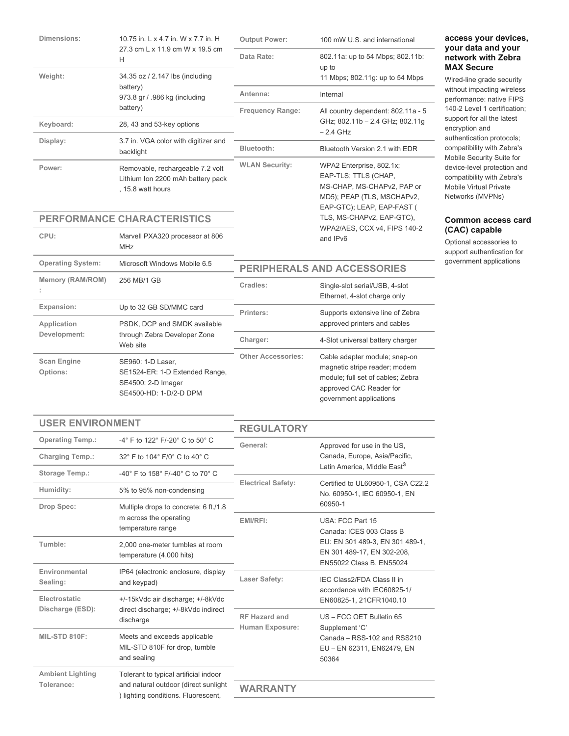| | |
|---|---|
| Dimensions: | 10.75 in. L x 4.7 in. W x 7.7 in. H 27.3 cm L x 11.9 cm W x 19.5 cm H |
| Weight: | 34.35 oz / 2.147 lbs (including battery) 973.8 gr / .986 kg (including battery) |
| Keyboard: | 28, 43 and 53-key options |
| Display: | 3.7 in. VGA color with digitizer and backlight |
| Power: | Removable, rechargeable 7.2 volt Lithium Ion 2200 mAh battery pack , 15.8 watt hours |

## PERFORMANCE CHARACTERISTICS

| | |
|---|---|
| CPU: | Marvell PXA320 processor at 806 MHz |
| Operating System: | Microsoft Windows Mobile 6.5 |
| Memory (RAM/ROM) : | 256 MB/1 GB |
| Expansion: | Up to 32 GB SD/MMC card |
| Application Development: | PSDK, DCP and SMDK available through Zebra Developer Zone Web site |
| Scan Engine Options: | SE960: 1-D Laser, SE1524-ER: 1-D Extended Range, SE4500: 2-D Imager SE4500-HD: 1-D/2-D DPM |

## USER ENVIRONMENT

| | |
|---|---|
| Operating Temp.: | -4° F to 122° F/-20° C to 50° C |
| Charging Temp.: | 32° F to 104° F/0° C to 40° C |
| Storage Temp.: | -40° F to 158° F/-40° C to 70° C |
| Humidity: | 5% to 95% non-condensing |
| Drop Spec: | Multiple drops to concrete: 6 ft./1.8 m across the operating temperature range |
| Tumble: | 2,000 one-meter tumbles at room temperature (4,000 hits) |
| Environmental Sealing: | IP64 (electronic enclosure, display and keypad) |
| Electrostatic Discharge (ESD): | +/-15kVdc air discharge; +/-8kVdc direct discharge; +/-8kVdc indirect discharge |
| MIL-STD 810F: | Meets and exceeds applicable MIL-STD 810F for drop, tumble and sealing |
| Ambient Lighting Tolerance: | Tolerant to typical artificial indoor and natural outdoor (direct sunlight ) lighting conditions. Fluorescent, |

| | |
|---|---|
| Output Power: | 100 mW U.S. and international |
| Data Rate: | 802.11a: up to 54 Mbps; 802.11b: up to 11 Mbps; 802.11g: up to 54 Mbps |
| Antenna: | Internal |
| Frequency Range: | All country dependent: 802.11a - 5 GHz; 802.11b – 2.4 GHz; 802.11g – 2.4 GHz |
| Bluetooth: | Bluetooth Version 2.1 with EDR |
| WLAN Security: | WPA2 Enterprise, 802.1x; EAP-TLS; TTLS (CHAP, MS-CHAP, MS-CHAPv2, PAP or MD5); PEAP (TLS, MSCHAPv2, EAP-GTC); LEAP, EAP-FAST ( TLS, MS-CHAPv2, EAP-GTC), WPA2/AES, CCX v4, FIPS 140-2 and IPv6 |

## PERIPHERALS AND ACCESSORIES

| | |
|---|---|
| Cradles: | Single-slot serial/USB, 4-slot Ethernet, 4-slot charge only |
| Printers: | Supports extensive line of Zebra approved printers and cables |
| Charger: | 4-Slot universal battery charger |
| Other Accessories: | Cable adapter module; snap-on magnetic stripe reader; modem module; full set of cables; Zebra approved CAC Reader for government applications |

## REGULATORY

| | |
|---|---|
| General: | Approved for use in the US, Canada, Europe, Asia/Pacific, Latin America, Middle East[3] |
| Electrical Safety: | Certified to UL60950-1, CSA C22.2 No. 60950-1, IEC 60950-1, EN 60950-1 |
| EMI/RFI: | USA: FCC Part 15 Canada: ICES 003 Class B EU: EN 301 489-3, EN 301 489-1, EN 301 489-17, EN 302-208, EN55022 Class B, EN55024 |
| Laser Safety: | IEC Class2/FDA Class II in accordance with IEC60825-1/ EN60825-1, 21CFR1040.10 |
| RF Hazard and Human Exposure: | US – FCC OET Bulletin 65 Supplement 'C' Canada – RSS-102 and RSS210 EU – EN 62311, EN62479, EN 50364 |

## WARRANTY

### access your devices, your data and your network with Zebra MAX Secure

Wired-line grade security without impacting wireless performance: native FIPS 140-2 Level 1 certification; support for all the latest encryption and authentication protocols; compatibility with Zebra's Mobile Security Suite for device-level protection and compatibility with Zebra's Mobile Virtual Private Networks (MVPNs)

### Common access card (CAC) capable

Optional accessories to support authentication for government applications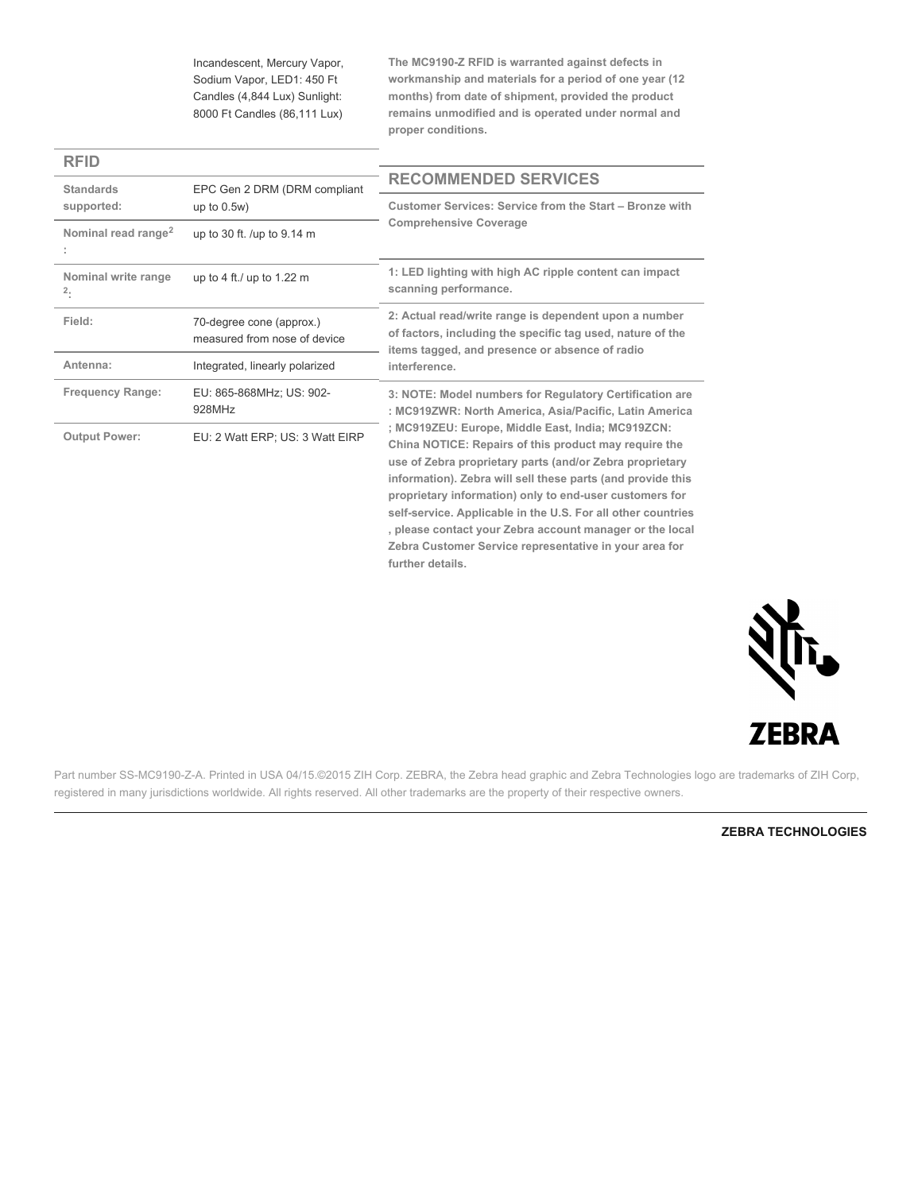Incandescent, Mercury Vapor, Sodium Vapor, LED1: 450 Ft Candles (4,844 Lux) Sunlight: 8000 Ft Candles (86,111 Lux)

## RFID

| | |
|---|---|
| **Standards supported:** | EPC Gen 2 DRM (DRM compliant up to 0.5w) |
| **Nominal read range[2]:** | up to 30 ft. /up to 9.14 m |
| **Nominal write range[2]:** | up to 4 ft./ up to 1.22 m |
| **Field:** | 70-degree cone (approx.) measured from nose of device |
| **Antenna:** | Integrated, linearly polarized |
| **Frequency Range:** | EU: 865-868MHz; US: 902-928MHz |
| **Output Power:** | EU: 2 Watt ERP; US: 3 Watt EIRP |

**The MC9190-Z RFID is warranted against defects in workmanship and materials for a period of one year (12 months) from date of shipment, provided the product remains unmodified and is operated under normal and proper conditions.**

## RECOMMENDED SERVICES

**Customer Services: Service from the Start – Bronze with Comprehensive Coverage**

**1: LED lighting with high AC ripple content can impact scanning performance.**

**2: Actual read/write range is dependent upon a number of factors, including the specific tag used, nature of the items tagged, and presence or absence of radio interference.**

**3: NOTE: Model numbers for Regulatory Certification are : MC919ZWR: North America, Asia/Pacific, Latin America ; MC919ZEU: Europe, Middle East, India; MC919ZCN: China NOTICE: Repairs of this product may require the use of Zebra proprietary parts (and/or Zebra proprietary information). Zebra will sell these parts (and provide this proprietary information) only to end-user customers for self-service. Applicable in the U.S. For all other countries , please contact your Zebra account manager or the local Zebra Customer Service representative in your area for further details.**

ZEBRA

Part number SS-MC9190-Z-A. Printed in USA 04/15.©2015 ZIH Corp. ZEBRA, the Zebra head graphic and Zebra Technologies logo are trademarks of ZIH Corp, registered in many jurisdictions worldwide. All rights reserved. All other trademarks are the property of their respective owners.

**ZEBRA TECHNOLOGIES**